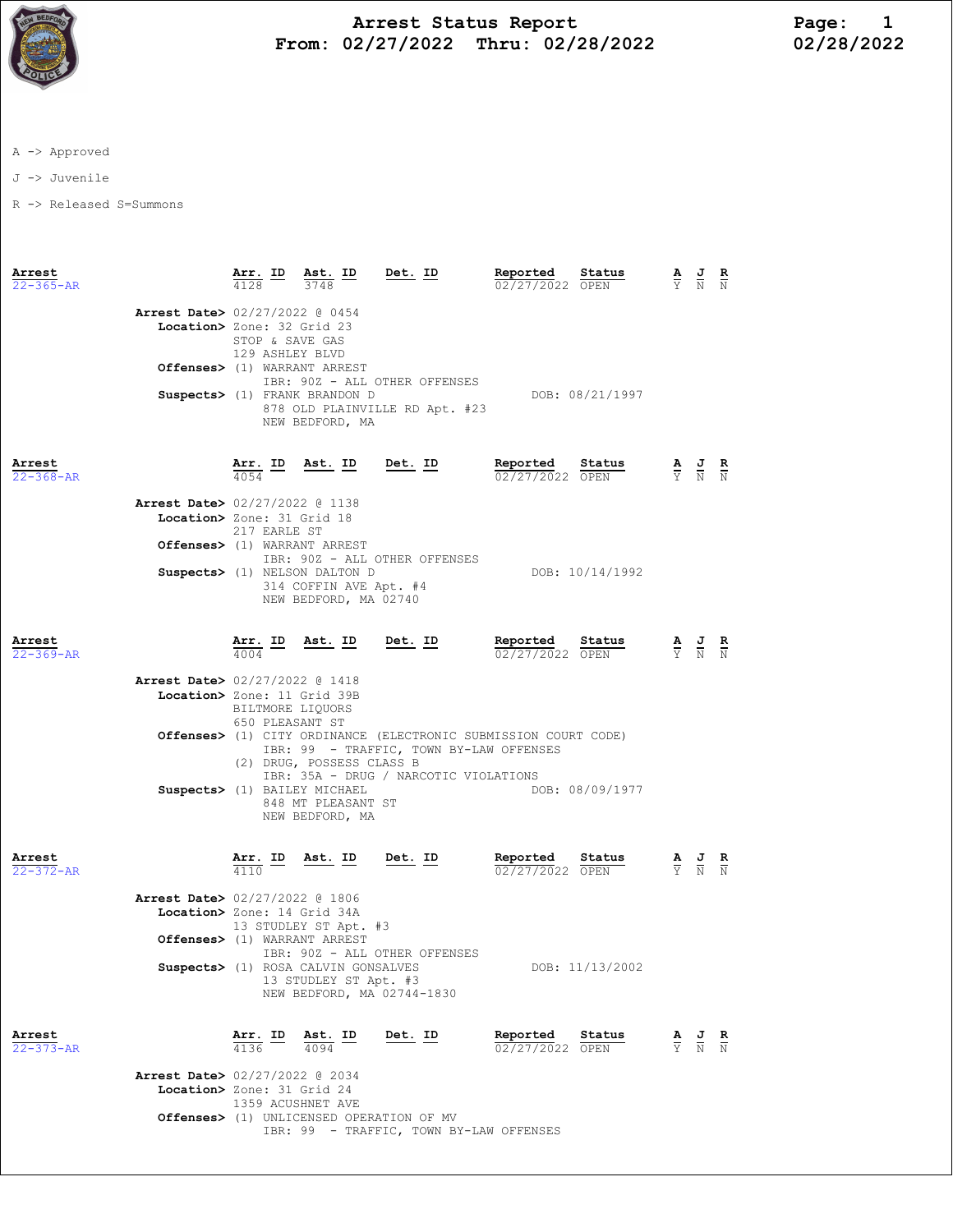# Arrest Status Report
## From: 02/27/2022 Thru: 02/28/2022

Page: 1
02/28/2022

A -> Approved

J -> Juvenile

R -> Released S=Summons

| Arrest | Arr. ID | Ast. ID | Det. ID | Reported | Status | A | J | R |
|---|---|---|---|---|---|---|---|---|
| 22-365-AR | 4128 | 3748 | | 02/27/2022 | OPEN | Y | N | N |

**Arrest Date>** 02/27/2022 @ 0454
**Location>** Zone: 32 Grid 23
STOP & SAVE GAS
129 ASHLEY BLVD
**Offenses>** (1) WARRANT ARREST
IBR: 90Z - ALL OTHER OFFENSES
**Suspects>** (1) FRANK BRANDON D — DOB: 08/21/1997
878 OLD PLAINVILLE RD Apt. #23
NEW BEDFORD, MA

| Arrest | Arr. ID | Ast. ID | Det. ID | Reported | Status | A | J | R |
|---|---|---|---|---|---|---|---|---|
| 22-368-AR | 4054 | | | 02/27/2022 | OPEN | Y | N | N |

**Arrest Date>** 02/27/2022 @ 1138
**Location>** Zone: 31 Grid 18
217 EARLE ST
**Offenses>** (1) WARRANT ARREST
IBR: 90Z - ALL OTHER OFFENSES
**Suspects>** (1) NELSON DALTON D — DOB: 10/14/1992
314 COFFIN AVE Apt. #4
NEW BEDFORD, MA 02740

| Arrest | Arr. ID | Ast. ID | Det. ID | Reported | Status | A | J | R |
|---|---|---|---|---|---|---|---|---|
| 22-369-AR | 4004 | | | 02/27/2022 | OPEN | Y | N | N |

**Arrest Date>** 02/27/2022 @ 1418
**Location>** Zone: 11 Grid 39B
BILTMORE LIQUORS
650 PLEASANT ST
**Offenses>** (1) CITY ORDINANCE (ELECTRONIC SUBMISSION COURT CODE)
IBR: 99 - TRAFFIC, TOWN BY-LAW OFFENSES
(2) DRUG, POSSESS CLASS B
IBR: 35A - DRUG / NARCOTIC VIOLATIONS
**Suspects>** (1) BAILEY MICHAEL — DOB: 08/09/1977
848 MT PLEASANT ST
NEW BEDFORD, MA

| Arrest | Arr. ID | Ast. ID | Det. ID | Reported | Status | A | J | R |
|---|---|---|---|---|---|---|---|---|
| 22-372-AR | 4110 | | | 02/27/2022 | OPEN | Y | N | N |

**Arrest Date>** 02/27/2022 @ 1806
**Location>** Zone: 14 Grid 34A
13 STUDLEY ST Apt. #3
**Offenses>** (1) WARRANT ARREST
IBR: 90Z - ALL OTHER OFFENSES
**Suspects>** (1) ROSA CALVIN GONSALVES — DOB: 11/13/2002
13 STUDLEY ST Apt. #3
NEW BEDFORD, MA 02744-1830

| Arrest | Arr. ID | Ast. ID | Det. ID | Reported | Status | A | J | R |
|---|---|---|---|---|---|---|---|---|
| 22-373-AR | 4136 | 4094 | | 02/27/2022 | OPEN | Y | N | N |

**Arrest Date>** 02/27/2022 @ 2034
**Location>** Zone: 31 Grid 24
1359 ACUSHNET AVE
**Offenses>** (1) UNLICENSED OPERATION OF MV
IBR: 99 - TRAFFIC, TOWN BY-LAW OFFENSES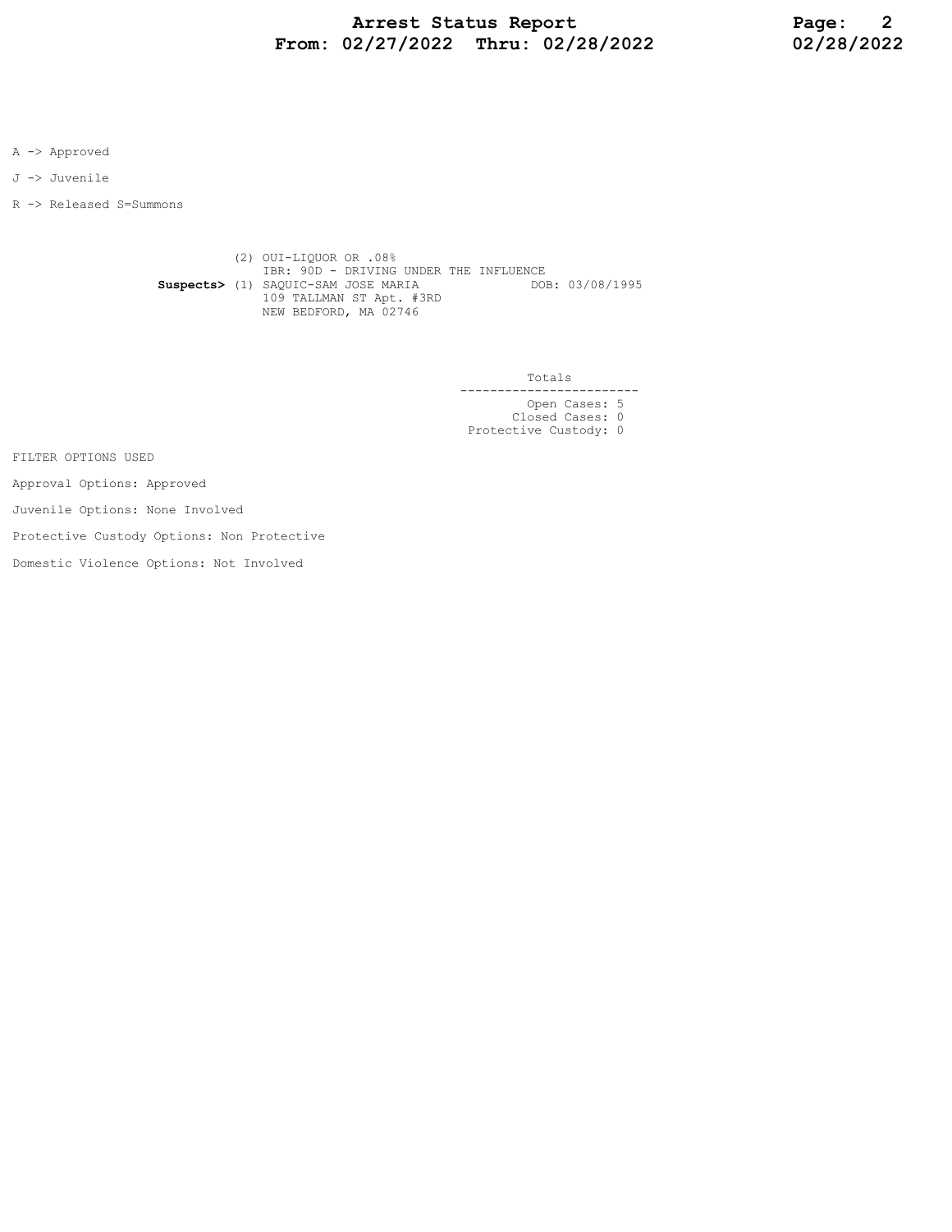A -> Approved

J -> Juvenile

R -> Released S=Summons

(2) OUI-LIQUOR OR .08%
IBR: 90D - DRIVING UNDER THE INFLUENCE

**Suspects>** (1) SAQUIC-SAM JOSE MARIA DOB: 03/08/1995
109 TALLMAN ST Apt. #3RD
NEW BEDFORD, MA 02746

Totals

Open Cases: 5
Closed Cases: 0
Protective Custody: 0

FILTER OPTIONS USED

Approval Options: Approved

Juvenile Options: None Involved

Protective Custody Options: Non Protective

Domestic Violence Options: Not Involved